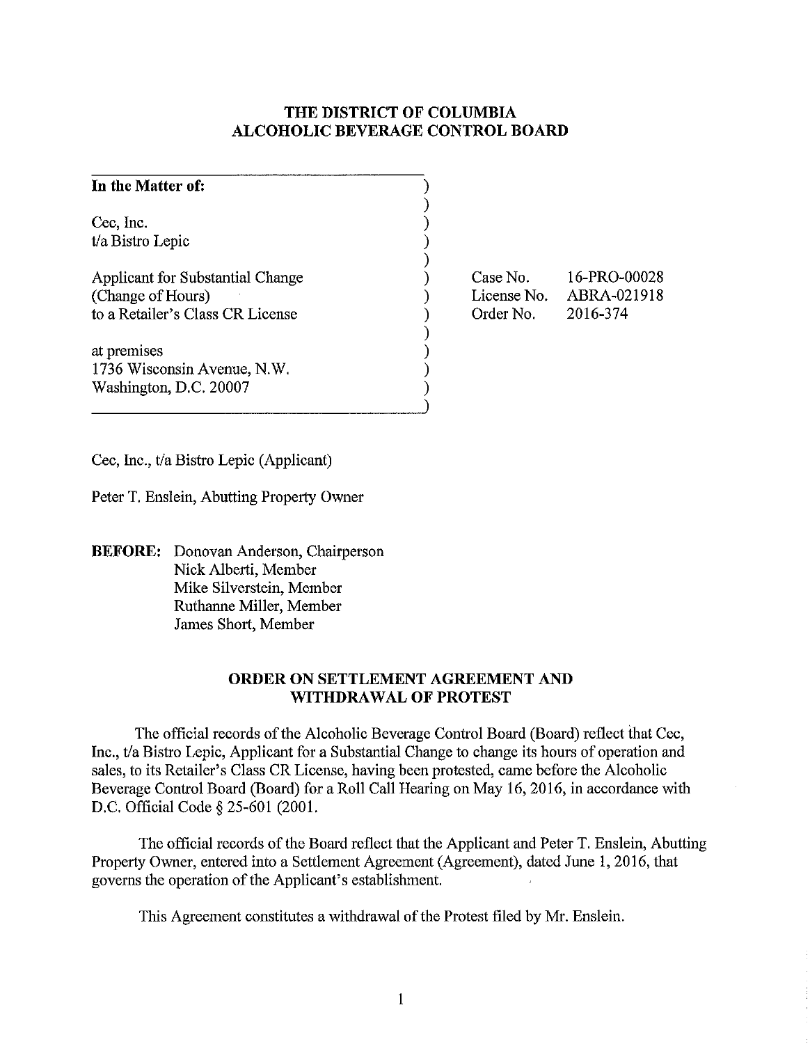# THE DISTRICT OF COLUMBIA ALCOHOLIC BEVERAGE CONTROL BOARD

| | |
|---|---|
| **In the Matter of:**<br><br>Cec, Inc.<br>t/a Bistro Lepic<br><br>Applicant for Substantial Change<br>(Change of Hours)<br>to a Retailer's Class CR License<br><br>at premises<br>1736 Wisconsin Avenue, N.W.<br>Washington, D.C. 20007 | Case No. 16-PRO-00028<br>License No. ABRA-021918<br>Order No. 2016-374 |

Cec, Inc., t/a Bistro Lepic (Applicant)

Peter T. Enslein, Abutting Property Owner

**BEFORE:** Donovan Anderson, Chairperson
Nick Alberti, Member
Mike Silverstein, Member
Ruthanne Miller, Member
James Short, Member

## ORDER ON SETTLEMENT AGREEMENT AND WITHDRAWAL OF PROTEST

The official records of the Alcoholic Beverage Control Board (Board) reflect that Cec, Inc., t/a Bistro Lepic, Applicant for a Substantial Change to change its hours of operation and sales, to its Retailer's Class CR License, having been protested, came before the Alcoholic Beverage Control Board (Board) for a Roll Call Hearing on May 16, 2016, in accordance with D.C. Official Code § 25-601 (2001.

The official records of the Board reflect that the Applicant and Peter T. Enslein, Abutting Property Owner, entered into a Settlement Agreement (Agreement), dated June 1, 2016, that governs the operation of the Applicant's establishment.

This Agreement constitutes a withdrawal of the Protest filed by Mr. Enslein.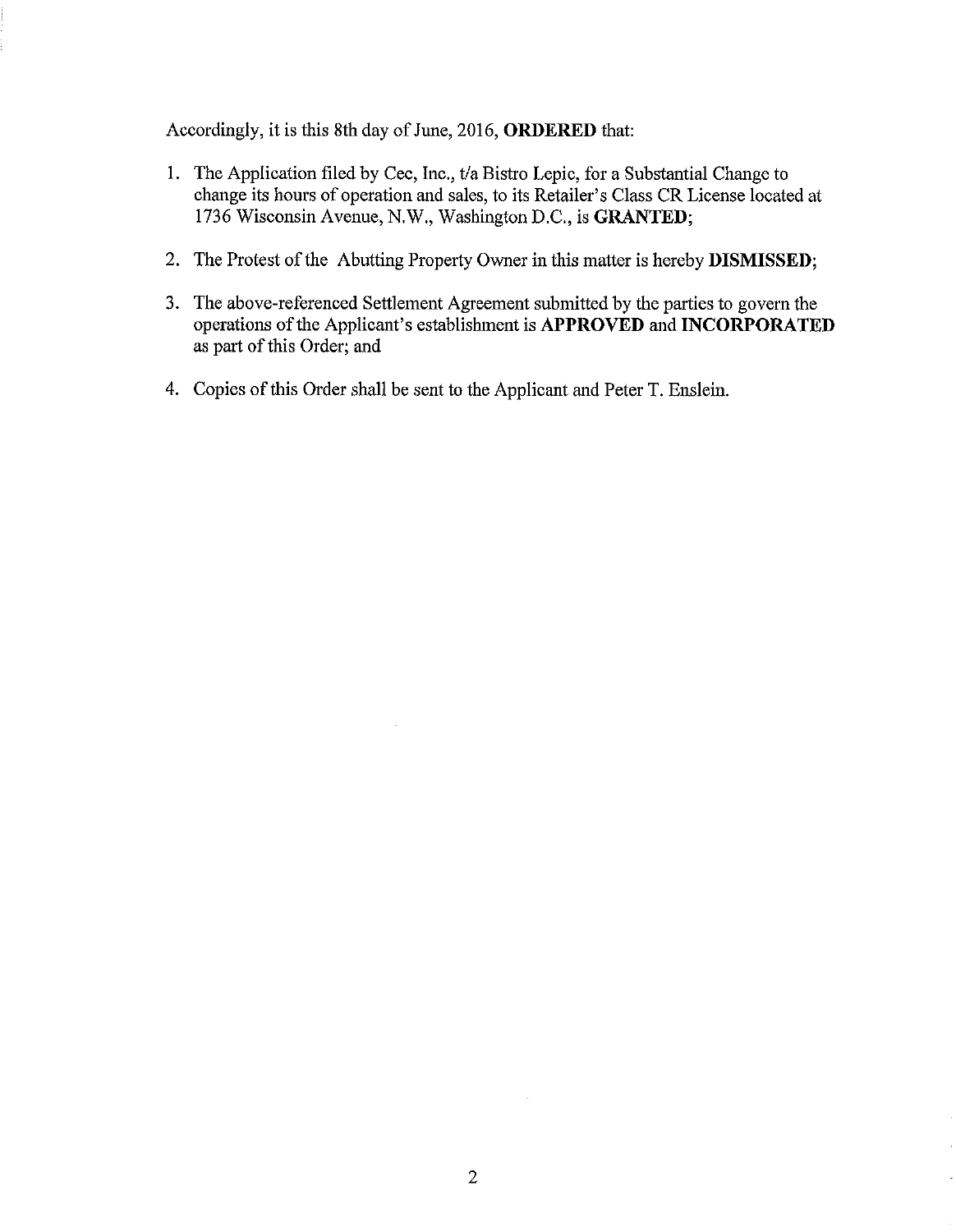Accordingly, it is this 8th day of June, 2016, **ORDERED** that:

1. The Application filed by Cec, Inc., t/a Bistro Lepic, for a Substantial Change to change its hours of operation and sales, to its Retailer's Class CR License located at 1736 Wisconsin Avenue, N.W., Washington D.C., is **GRANTED**;

2. The Protest of the Abutting Property Owner in this matter is hereby **DISMISSED**;

3. The above-referenced Settlement Agreement submitted by the parties to govern the operations of the Applicant's establishment is **APPROVED** and **INCORPORATED** as part of this Order; and

4. Copies of this Order shall be sent to the Applicant and Peter T. Enslein.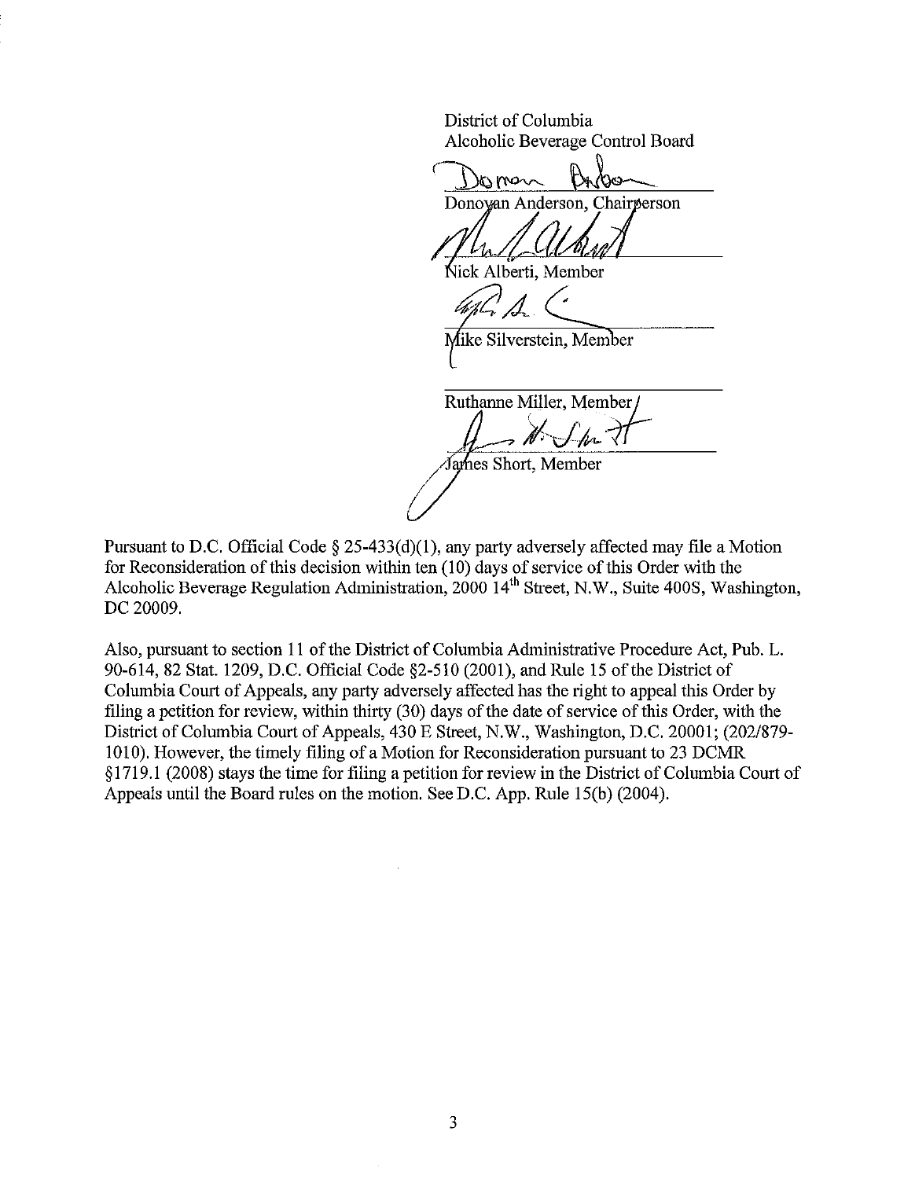District of Columbia
Alcoholic Beverage Control Board

Donovan Anderson, Chairperson

Nick Alberti, Member

Mike Silverstein, Member

Ruthanne Miller, Member

James Short, Member

Pursuant to D.C. Official Code § 25-433(d)(1), any party adversely affected may file a Motion for Reconsideration of this decision within ten (10) days of service of this Order with the Alcoholic Beverage Regulation Administration, 2000 14th Street, N.W., Suite 400S, Washington, DC 20009.

Also, pursuant to section 11 of the District of Columbia Administrative Procedure Act, Pub. L. 90-614, 82 Stat. 1209, D.C. Official Code §2-510 (2001), and Rule 15 of the District of Columbia Court of Appeals, any party adversely affected has the right to appeal this Order by filing a petition for review, within thirty (30) days of the date of service of this Order, with the District of Columbia Court of Appeals, 430 E Street, N.W., Washington, D.C. 20001; (202/879-1010). However, the timely filing of a Motion for Reconsideration pursuant to 23 DCMR §1719.1 (2008) stays the time for filing a petition for review in the District of Columbia Court of Appeals until the Board rules on the motion. See D.C. App. Rule 15(b) (2004).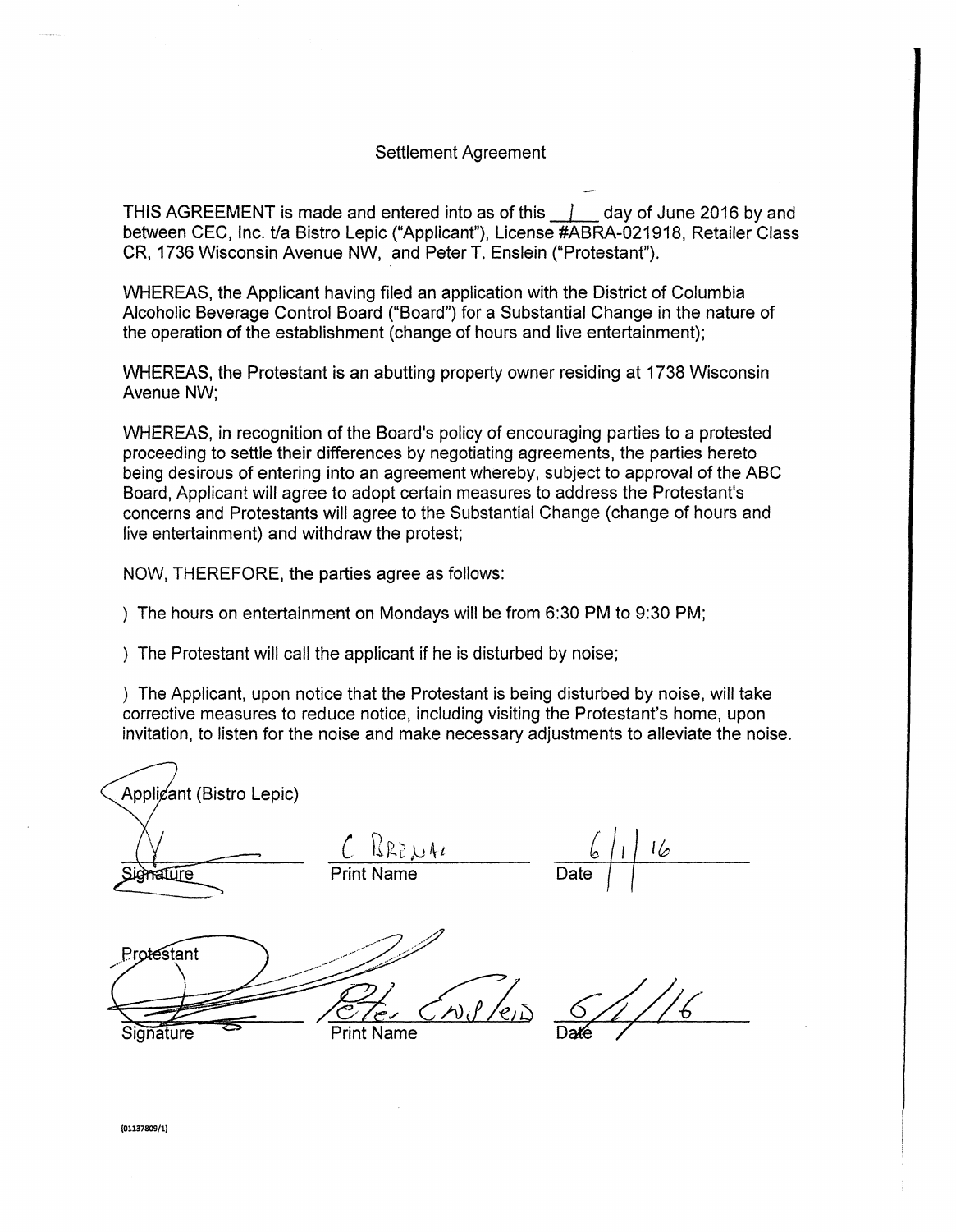# Settlement Agreement

THIS AGREEMENT is made and entered into as of this 1 day of June 2016 by and between CEC, Inc. t/a Bistro Lepic ("Applicant"), License #ABRA-021918, Retailer Class CR, 1736 Wisconsin Avenue NW, and Peter T. Enslein ("Protestant").

WHEREAS, the Applicant having filed an application with the District of Columbia Alcoholic Beverage Control Board ("Board") for a Substantial Change in the nature of the operation of the establishment (change of hours and live entertainment);

WHEREAS, the Protestant is an abutting property owner residing at 1738 Wisconsin Avenue NW;

WHEREAS, in recognition of the Board's policy of encouraging parties to a protested proceeding to settle their differences by negotiating agreements, the parties hereto being desirous of entering into an agreement whereby, subject to approval of the ABC Board, Applicant will agree to adopt certain measures to address the Protestant's concerns and Protestants will agree to the Substantial Change (change of hours and live entertainment) and withdraw the protest;

NOW, THEREFORE, the parties agree as follows:

) The hours on entertainment on Mondays will be from 6:30 PM to 9:30 PM;

) The Protestant will call the applicant if he is disturbed by noise;

) The Applicant, upon notice that the Protestant is being disturbed by noise, will take corrective measures to reduce notice, including visiting the Protestant's home, upon invitation, to listen for the noise and make necessary adjustments to alleviate the noise.

Applicant (Bistro Lepic)

| | | |
|---|---|---|
| [signature] | C BRENAC | 6/1/16 |
| Signature | Print Name | Date |

Protestant

| | | |
|---|---|---|
| [signature] | Peter Enslein | 6/1/16 |
| Signature | Print Name | Date |

{01137809/1}